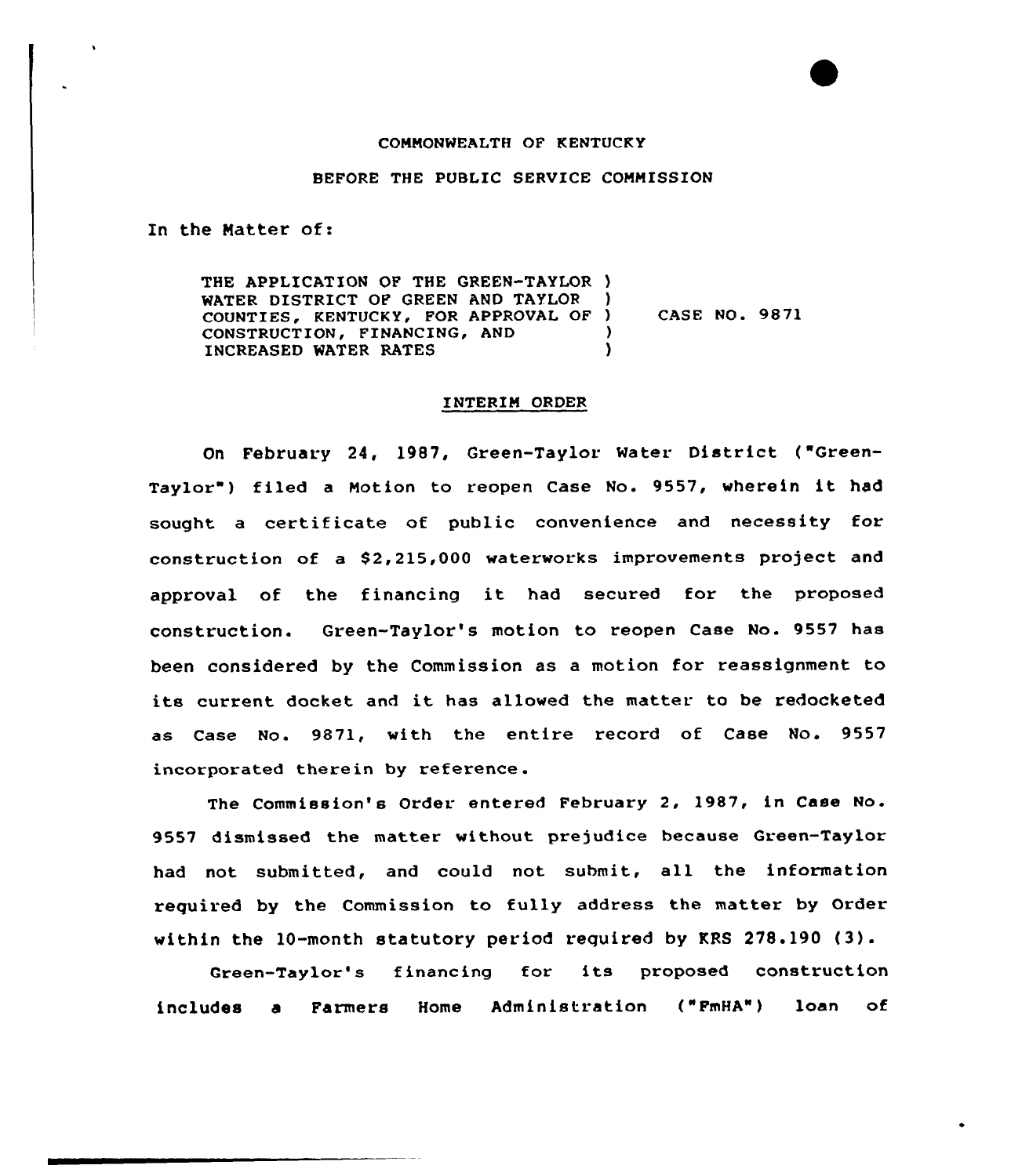COMMONWEALTH OF KENTUCKY

BEFORE THE PUBLIC SERVICE COMMISSION

In the Matter of:

THE APPLICATION OF THE GREEN-TAYLOR WATER DISTRICT OF GREEN AND TAYLOR COUNTIES, KENTUCKY, FOR APPROVAL OF CONSTRUCTION, FINANCING, AND INCREASED WATER RATES ) CASE NO. 9871

## INTERIM ORDER

On February 24, 1987, Green-Taylor Water District ("Green-Taylor") filed a Motion to reopen Case No. 9557, wherein it had sought a certificate of public convenience and necessity for construction of a $2,215,000 waterworks improvements project and approval of the financing it had secured for the proposed construction. Green-Taylor's motion to reopen Case No. 9557 has been considered by the Commission as a motion for reassignment to its current docket and it has allowed the matter to be redocketed as Case No. 9871, with the entire record of Case No. 9557 incorporated therein by reference.

The Commission's Order entered February 2, 1987, in Case No. 9557 dismissed the matter without prejudice because Green-Taylor had not submitted, and could not submit, all the information required by the Commission to fully address the matter by Order within the 10-month statutory period required by KRS 278.190 (3).

Green-Taylor's financing for its proposed construction includes a Farmers Home Administration ("FmHA") loan of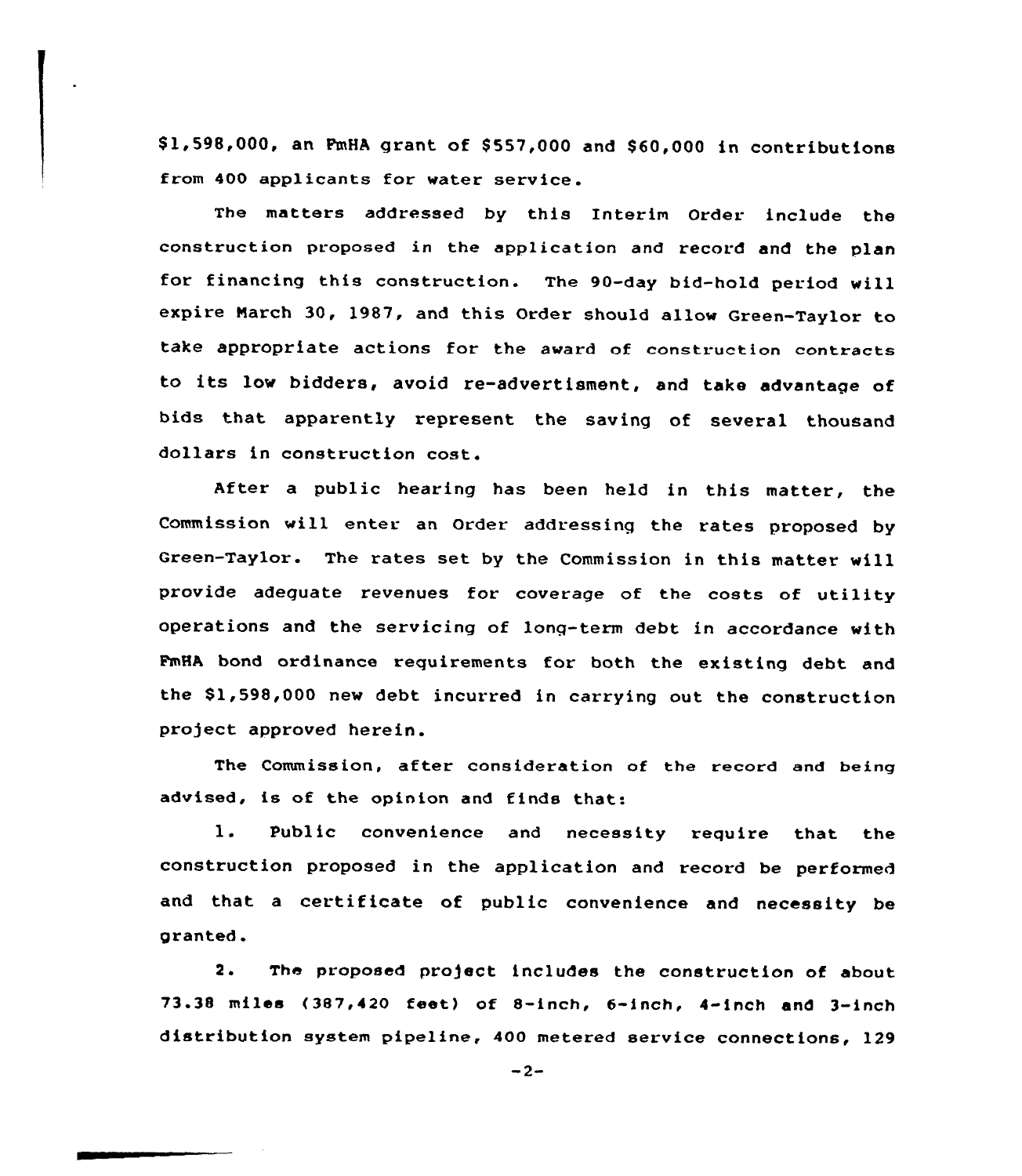$1,598,000, an FmHA grant of $557,000 and $60,000 in contributions from 400 applicants for water service.

The matters addressed by this Interim Order include the construction proposed in the application and record and the plan for financing this construction. The 90-day bid-hold period will expire March 30, 1987, and this Order should allow Green-Taylor to take appropriate actions for the award of construction contracts to its low bidders, avoid re-advertisment, and take advantage of bids that apparently represent the saving of several thousand dollars in construction cost.

After a public hearing has been held in this matter, the Commission will enter an Order addressing the rates proposed by Green-Taylor. The rates set by the Commission in this matter will provide adequate revenues for coverage of the costs of utility operations and the servicing of long-term debt in accordance with FmHA bond ordinance requirements for both the existing debt and the $1,598,000 new debt incurred in carrying out the construction project approved herein.

The Commission, after consideration of the record and being advised, is of the opinion and finds that:

1. Public convenience and necessity require that the construction proposed in the application and record be performed and that a certificate of public convenience and necessity be granted.

2. The proposed project includes the construction of about 73.38 miles (387,420 feet) of 8-inch, 6-inch, 4-inch and 3-inch distribution system pipeline, 400 metered service connections, 129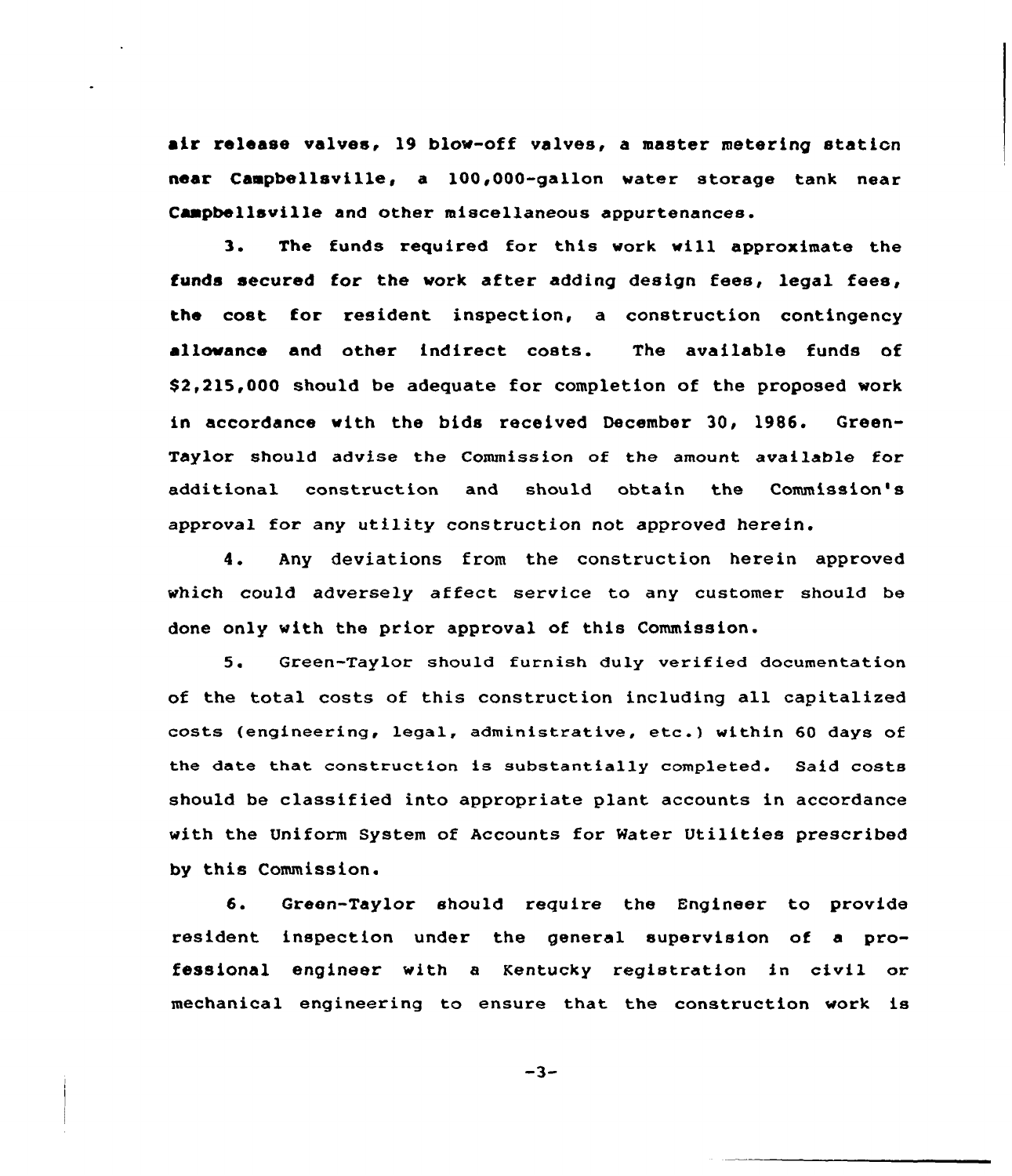air release valves, 19 blow-off valves, a master metering station near Campbellsville, a 100,000-gallon water storage tank near Campbellsville and other miscellaneous appurtenances.

3. The funds required for this work will approximate the funds secured for the work after adding design fees, legal fees, the cost for resident inspection, a construction contingency allowance and other indirect costs. The available funds of $2,215,000 should be adequate for completion of the proposed work in accordance with the bids received December 30, 1986. Green-Taylor should advise the Commission of the amount available for additional construction and should obtain the Commission's approval for any utility construction not approved herein.

4. Any deviations from the construction herein approved which could adversely affect service to any customer should be done only with the prior approval of this Commission.

5. Green-Taylor should furnish duly verified documentation of the total costs of this construction including all capitalized costs (engineering, legal, administrative, etc.) within 60 days of the date that construction is substantially completed. Said costs should be classified into appropriate plant accounts in accordance with the Uniform System of Accounts for Water Utilities prescribed by this Commission.

6. Green-Taylor should require the Engineer to provide resident inspection under the general supervision of a professional engineer with a Kentucky registration in civil or mechanical engineering to ensure that the construction work is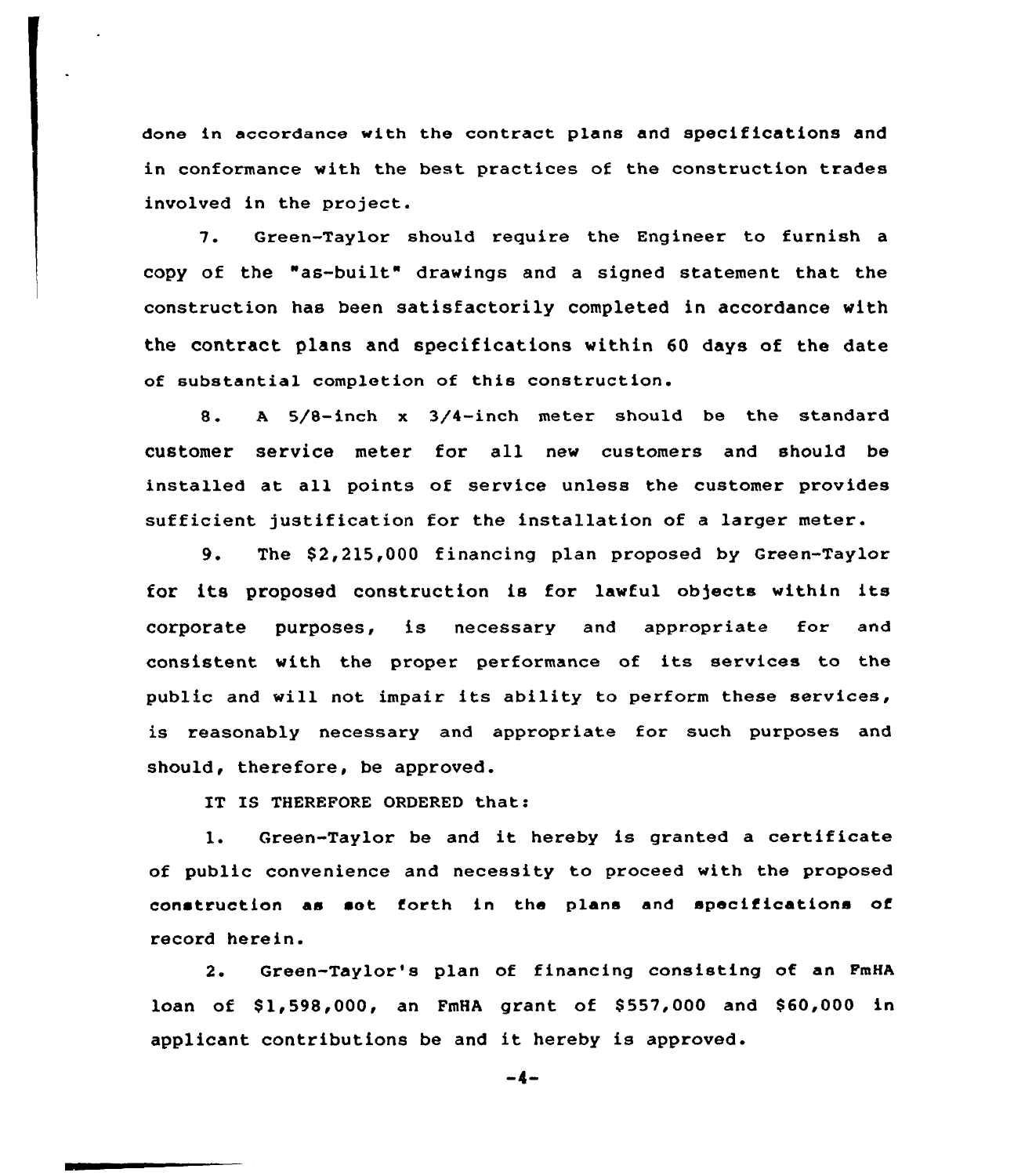done in accordance with the contract plans and specifications and in conformance with the best practices of the construction trades involved in the project.

7. Green-Taylor should require the Engineer to furnish a copy of the "as-built" drawings and a signed statement that the construction has been satisfactorily completed in accordance with the contract plans and specifications within 60 days of the date of substantial completion of this construction.

8. A 5/8-inch x 3/4-inch meter should be the standard customer service meter for all new customers and should be installed at all points of service unless the customer provides sufficient justification for the installation of a larger meter.

9. The $2,215,000 financing plan proposed by Green-Taylor for its proposed construction is for lawful objects within its corporate purposes, is necessary and appropriate for and consistent with the proper performance of its services to the public and will not impair its ability to perform these services, is reasonably necessary and appropriate for such purposes and should, therefore, be approved.

IT IS THEREFORE ORDERED that:

1. Green-Taylor be and it hereby is granted a certificate of public convenience and necessity to proceed with the proposed construction as set forth in the plans and specifications of record herein.

2. Green-Taylor's plan of financing consisting of an FmHA loan of $1,598,000, an FmHA grant of $557,000 and $60,000 in applicant contributions be and it hereby is approved.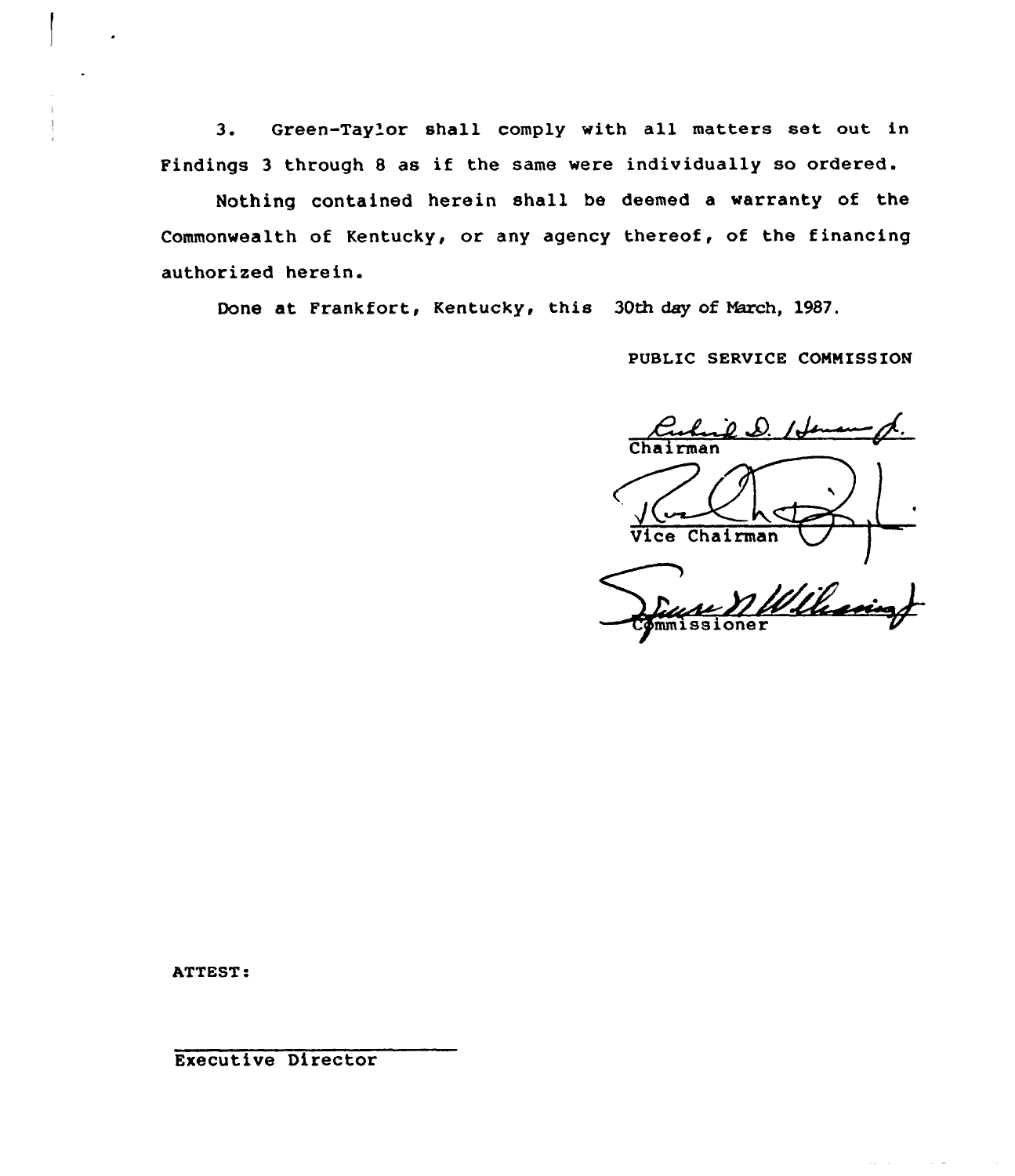3. Green-Taylor shall comply with all matters set out in Findings 3 through 8 as if the same were individually so ordered.

Nothing contained herein shall be deemed a warranty of the Commonwealth of Kentucky, or any agency thereof, of the financing authorized herein.

Done at Frankfort, Kentucky, this 30th day of March, 1987.

PUBLIC SERVICE COMMISSION

Chairman

Vice Chairman

Commissioner

ATTEST:

Executive Director